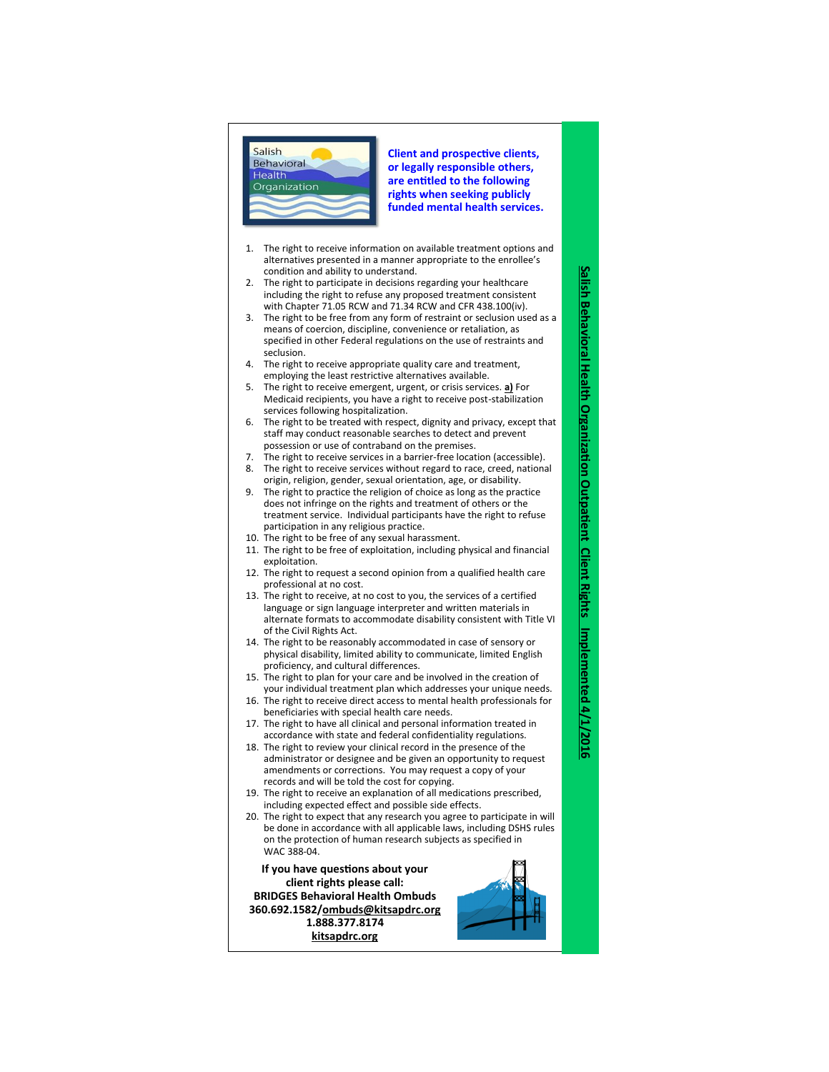Salish Behavioral Health Organization

**Client and prospective clients, or legally responsible others, are entitled to the following rights when seeking publicly funded mental health services.**

1. The right to receive information on available treatment options and alternatives presented in a manner appropriate to the enrollee's condition and ability to understand.
2. The right to participate in decisions regarding your healthcare including the right to refuse any proposed treatment consistent with Chapter 71.05 RCW and 71.34 RCW and CFR 438.100(iv).
3. The right to be free from any form of restraint or seclusion used as a means of coercion, discipline, convenience or retaliation, as specified in other Federal regulations on the use of restraints and seclusion.
4. The right to receive appropriate quality care and treatment, employing the least restrictive alternatives available.
5. The right to receive emergent, urgent, or crisis services. **a)** For Medicaid recipients, you have a right to receive post-stabilization services following hospitalization.
6. The right to be treated with respect, dignity and privacy, except that staff may conduct reasonable searches to detect and prevent possession or use of contraband on the premises.
7. The right to receive services in a barrier-free location (accessible).
8. The right to receive services without regard to race, creed, national origin, religion, gender, sexual orientation, age, or disability.
9. The right to practice the religion of choice as long as the practice does not infringe on the rights and treatment of others or the treatment service. Individual participants have the right to refuse participation in any religious practice.
10. The right to be free of any sexual harassment.
11. The right to be free of exploitation, including physical and financial exploitation.
12. The right to request a second opinion from a qualified health care professional at no cost.
13. The right to receive, at no cost to you, the services of a certified language or sign language interpreter and written materials in alternate formats to accommodate disability consistent with Title VI of the Civil Rights Act.
14. The right to be reasonably accommodated in case of sensory or physical disability, limited ability to communicate, limited English proficiency, and cultural differences.
15. The right to plan for your care and be involved in the creation of your individual treatment plan which addresses your unique needs.
16. The right to receive direct access to mental health professionals for beneficiaries with special health care needs.
17. The right to have all clinical and personal information treated in accordance with state and federal confidentiality regulations.
18. The right to review your clinical record in the presence of the administrator or designee and be given an opportunity to request amendments or corrections. You may request a copy of your records and will be told the cost for copying.
19. The right to receive an explanation of all medications prescribed, including expected effect and possible side effects.
20. The right to expect that any research you agree to participate in will be done in accordance with all applicable laws, including DSHS rules on the protection of human research subjects as specified in WAC 388-04.

**If you have questions about your client rights please call:**
**BRIDGES Behavioral Health Ombuds**
**360.692.1582/ombuds@kitsapdrc.org**
**1.888.377.8174**
**kitsapdrc.org**

**Salish Behavioral Health Organization Outpatient Client Rights Implemented 4/1/2016**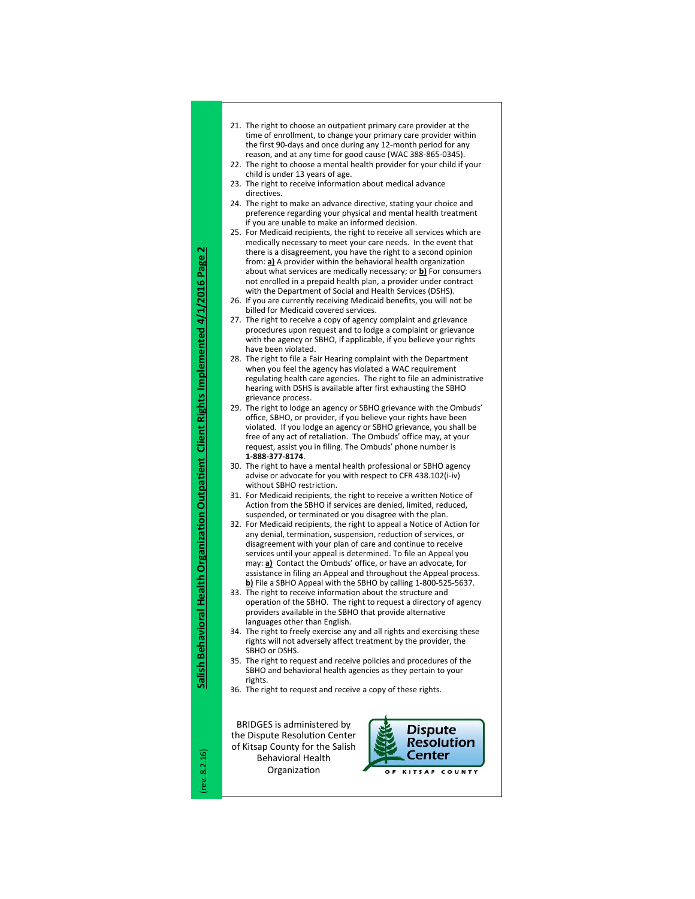21. The right to choose an outpatient primary care provider at the time of enrollment, to change your primary care provider within the first 90-days and once during any 12-month period for any reason, and at any time for good cause (WAC 388-865-0345).
22. The right to choose a mental health provider for your child if your child is under 13 years of age.
23. The right to receive information about medical advance directives.
24. The right to make an advance directive, stating your choice and preference regarding your physical and mental health treatment if you are unable to make an informed decision.
25. For Medicaid recipients, the right to receive all services which are medically necessary to meet your care needs. In the event that there is a disagreement, you have the right to a second opinion from: **a)** A provider within the behavioral health organization about what services are medically necessary; or **b)** For consumers not enrolled in a prepaid health plan, a provider under contract with the Department of Social and Health Services (DSHS).
26. If you are currently receiving Medicaid benefits, you will not be billed for Medicaid covered services.
27. The right to receive a copy of agency complaint and grievance procedures upon request and to lodge a complaint or grievance with the agency or SBHO, if applicable, if you believe your rights have been violated.
28. The right to file a Fair Hearing complaint with the Department when you feel the agency has violated a WAC requirement regulating health care agencies. The right to file an administrative hearing with DSHS is available after first exhausting the SBHO grievance process.
29. The right to lodge an agency or SBHO grievance with the Ombuds' office, SBHO, or provider, if you believe your rights have been violated. If you lodge an agency or SBHO grievance, you shall be free of any act of retaliation. The Ombuds' office may, at your request, assist you in filing. The Ombuds' phone number is **1-888-377-8174**.
30. The right to have a mental health professional or SBHO agency advise or advocate for you with respect to CFR 438.102(i-iv) without SBHO restriction.
31. For Medicaid recipients, the right to receive a written Notice of Action from the SBHO if services are denied, limited, reduced, suspended, or terminated or you disagree with the plan.
32. For Medicaid recipients, the right to appeal a Notice of Action for any denial, termination, suspension, reduction of services, or disagreement with your plan of care and continue to receive services until your appeal is determined. To file an Appeal you may: **a)** Contact the Ombuds' office, or have an advocate, for assistance in filing an Appeal and throughout the Appeal process. **b)** File a SBHO Appeal with the SBHO by calling 1-800-525-5637.
33. The right to receive information about the structure and operation of the SBHO. The right to request a directory of agency providers available in the SBHO that provide alternative languages other than English.
34. The right to freely exercise any and all rights and exercising these rights will not adversely affect treatment by the provider, the SBHO or DSHS.
35. The right to request and receive policies and procedures of the SBHO and behavioral health agencies as they pertain to your rights.
36. The right to request and receive a copy of these rights.

BRIDGES is administered by the Dispute Resolution Center of Kitsap County for the Salish Behavioral Health Organization

Dispute Resolution Center OF KITSAP COUNTY

(rev. 8.2.16)